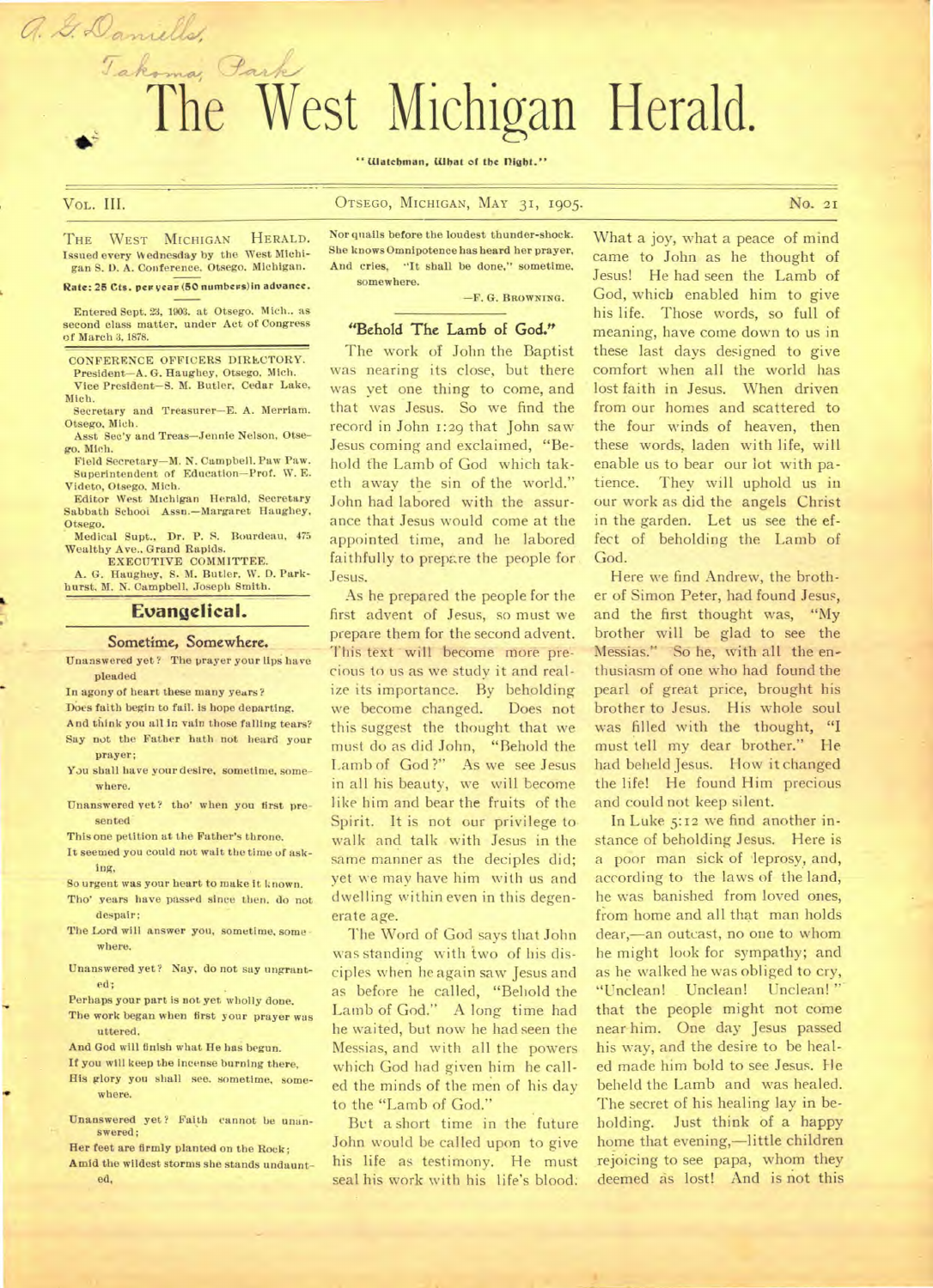A. G. Daniells,
Takoma Park

# The West Michigan Herald.

"Watchman, What of the Night."

VOL. III. OTSEGO, MICHIGAN, MAY 31, 1905. NO. 21

THE WEST MICHIGAN HERALD. Issued every Wednesday by the West Michigan S. D. A. Conference. Otsego. Michigan.

**Rate: 25 Cts. per year (50 numbers) in advance.**

Entered Sept. 23, 1903. at Otsego. Mich., as second class matter, under Act of Congress of March 3, 1878.

CONFERENCE OFFICERS DIRECTORY.
President—A. G. Haughey, Otsego, Mich.
Vice President—S. M. Butler, Cedar Lake, Mich.
Secretary and Treasurer—E. A. Merriam. Otsego. Mich.
Asst Sec'y and Treas—Jennie Nelson, Otsego. Mich.
Field Secretary—M. N. Campbell. Paw Paw.
Superintendent of Education—Prof. W. E. Videto, Otsego, Mich.
Editor West Michigan Herald, Secretary Sabbath School Assn.—Margaret Haughey, Otsego.
Medical Supt., Dr. P. S. Bourdeau, 475 Wealthy Ave., Grand Rapids.
EXECUTIVE COMMITTEE.
A. G. Haughey, S. M. Butler, W. D. Parkhurst, M. N. Campbell, Joseph Smith.

## Evangelical.

### Sometime, Somewhere.

Unanswered yet? The prayer your lips have pleaded
In agony of heart these many years?
Does faith begin to fail. is hope departing.
And think you all in vain those falling tears?
Say not the Father hath not heard your prayer;
You shall have your desire, sometime, somewhere.

Unanswered yet? tho' when you first presented
This one petition at the Father's throne.
It seemed you could not wait the time of asking,
So urgent was your heart to make it known.
Tho' years have passed since then, do not despair;
The Lord will answer you, sometime, somewhere.

Unanswered yet? Nay, do not say ungranted;
Perhaps your part is not yet wholly done.
The work began when first your prayer was uttered,
And God will finish what He has begun.
If you will keep the incense burning there,
His glory you shall see. sometime, somewhere.

Unanswered yet? Faith cannot be unanswered;
Her feet are firmly planted on the Rock;
Amid the wildest storms she stands undaunted,
Nor quails before the loudest thunder-shock.
She knows Omnipotence has heard her prayer,
And cries, "It shall be done," sometime, somewhere.

—F. G. BROWNING.

### "Behold The Lamb of God."

The work of John the Baptist was nearing its close, but there was yet one thing to come, and that was Jesus. So we find the record in John 1:29 that John saw Jesus coming and exclaimed, "Behold the Lamb of God which taketh away the sin of the world." John had labored with the assurance that Jesus would come at the appointed time, and he labored faithfully to prepare the people for Jesus.

As he prepared the people for the first advent of Jesus, so must we prepare them for the second advent. This text will become more precious to us as we study it and realize its importance. By beholding we become changed. Does not this suggest the thought that we must do as did John, "Behold the Lamb of God?" As we see Jesus in all his beauty, we will become like him and bear the fruits of the Spirit. It is not our privilege to walk and talk with Jesus in the same manner as the deciples did; yet we may have him with us and dwelling within even in this degenerate age.

The Word of God says that John was standing with two of his disciples when he again saw Jesus and as before he called, "Behold the Lamb of God." A long time had he waited, but now he had seen the Messias, and with all the powers which God had given him he called the minds of the men of his day to the "Lamb of God."

But a short time in the future John would be called upon to give his life as testimony. He must seal his work with his life's blood. What a joy, what a peace of mind came to John as he thought of Jesus! He had seen the Lamb of God, which enabled him to give his life. Those words, so full of meaning, have come down to us in these last days designed to give comfort when all the world has lost faith in Jesus. When driven from our homes and scattered to the four winds of heaven, then these words, laden with life, will enable us to bear our lot with patience. They will uphold us in our work as did the angels Christ in the garden. Let us see the effect of beholding the Lamb of God.

Here we find Andrew, the brother of Simon Peter, had found Jesus, and the first thought was, "My brother will be glad to see the Messias." So he, with all the enthusiasm of one who had found the pearl of great price, brought his brother to Jesus. His whole soul was filled with the thought, "I must tell my dear brother." He had beheld Jesus. How it changed the life! He found Him precious and could not keep silent.

In Luke 5:12 we find another instance of beholding Jesus. Here is a poor man sick of leprosy, and, according to the laws of the land, he was banished from loved ones, from home and all that man holds dear,—an outcast, no one to whom he might look for sympathy; and as he walked he was obliged to cry, "Unclean! Unclean! Unclean!" that the people might not come near him. One day Jesus passed his way, and the desire to be healed made him bold to see Jesus. He beheld the Lamb and was healed. The secret of his healing lay in beholding. Just think of a happy home that evening,—little children rejoicing to see papa, whom they deemed as lost! And is not this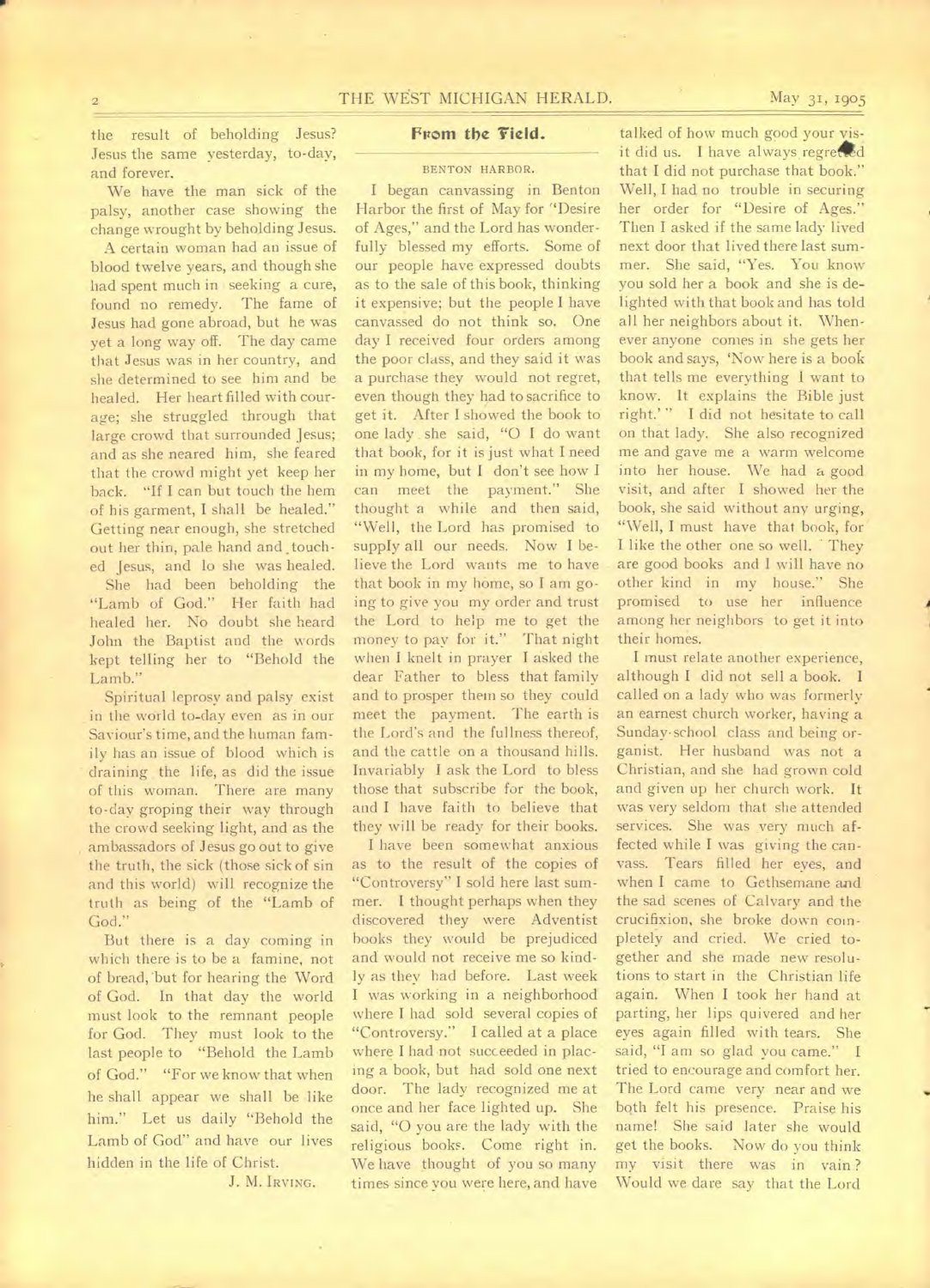the result of beholding Jesus? Jesus the same yesterday, to-day, and forever.

We have the man sick of the palsy, another case showing the change wrought by beholding Jesus.

A certain woman had an issue of blood twelve years, and though she had spent much in seeking a cure, found no remedy. The fame of Jesus had gone abroad, but he was yet a long way off. The day came that Jesus was in her country, and she determined to see him and be healed. Her heart filled with courage; she struggled through that large crowd that surrounded Jesus; and as she neared him, she feared that the crowd might yet keep her back. "If I can but touch the hem of his garment, I shall be healed." Getting near enough, she stretched out her thin, pale hand and touched Jesus, and lo she was healed. She had been beholding the "Lamb of God." Her faith had healed her. No doubt she heard John the Baptist and the words kept telling her to "Behold the Lamb."

Spiritual leprosy and palsy exist in the world to-day even as in our Saviour's time, and the human family has an issue of blood which is draining the life, as did the issue of this woman. There are many to-day groping their way through the crowd seeking light, and as the ambassadors of Jesus go out to give the truth, the sick (those sick of sin and this world) will recognize the truth as being of the "Lamb of God."

But there is a day coming in which there is to be a famine, not of bread, but for hearing the Word of God. In that day the world must look to the remnant people for God. They must look to the last people to "Behold the Lamb of God." "For we know that when he shall appear we shall be like him." Let us daily "Behold the Lamb of God" and have our lives hidden in the life of Christ.

J. M. IRVING.

## From the Field.

### BENTON HARBOR.

I began canvassing in Benton Harbor the first of May for "Desire of Ages," and the Lord has wonderfully blessed my efforts. Some of our people have expressed doubts as to the sale of this book, thinking it expensive; but the people I have canvassed do not think so. One day I received four orders among the poor class, and they said it was a purchase they would not regret, even though they had to sacrifice to get it. After I showed the book to one lady she said, "O I do want that book, for it is just what I need in my home, but I don't see how I can meet the payment." She thought a while and then said, "Well, the Lord has promised to supply all our needs. Now I believe the Lord wants me to have that book in my home, so I am going to give you my order and trust the Lord to help me to get the money to pay for it." That night when I knelt in prayer I asked the dear Father to bless that family and to prosper them so they could meet the payment. The earth is the Lord's and the fullness thereof, and the cattle on a thousand hills. Invariably I ask the Lord to bless those that subscribe for the book, and I have faith to believe that they will be ready for their books.

I have been somewhat anxious as to the result of the copies of "Controversy" I sold here last summer. I thought perhaps when they discovered they were Adventist books they would be prejudiced and would not receive me so kindly as they had before. Last week I was working in a neighborhood where I had sold several copies of "Controversy." I called at a place where I had not succeeded in placing a book, but had sold one next door. The lady recognized me at once and her face lighted up. She said, "O you are the lady with the religious books. Come right in. We have thought of you so many times since you were here, and have talked of how much good your visit did us. I have always regretted that I did not purchase that book." Well, I had no trouble in securing her order for "Desire of Ages." Then I asked if the same lady lived next door that lived there last summer. She said, "Yes. You know you sold her a book and she is delighted with that book and has told all her neighbors about it. Whenever anyone comes in she gets her book and says, 'Now here is a book that tells me everything I want to know. It explains the Bible just right.'" I did not hesitate to call on that lady. She also recognized me and gave me a warm welcome into her house. We had a good visit, and after I showed her the book, she said without any urging, "Well, I must have that book, for I like the other one so well. They are good books and I will have no other kind in my house." She promised to use her influence among her neighbors to get it into their homes.

I must relate another experience, although I did not sell a book. I called on a lady who was formerly an earnest church worker, having a Sunday-school class and being organist. Her husband was not a Christian, and she had grown cold and given up her church work. It was very seldom that she attended services. She was very much affected while I was giving the canvass. Tears filled her eyes, and when I came to Gethsemane and the sad scenes of Calvary and the crucifixion, she broke down completely and cried. We cried together and she made new resolutions to start in the Christian life again. When I took her hand at parting, her lips quivered and her eyes again filled with tears. She said, "I am so glad you came." I tried to encourage and comfort her. The Lord came very near and we both felt his presence. Praise his name! She said later she would get the books. Now do you think my visit there was in vain? Would we dare say that the Lord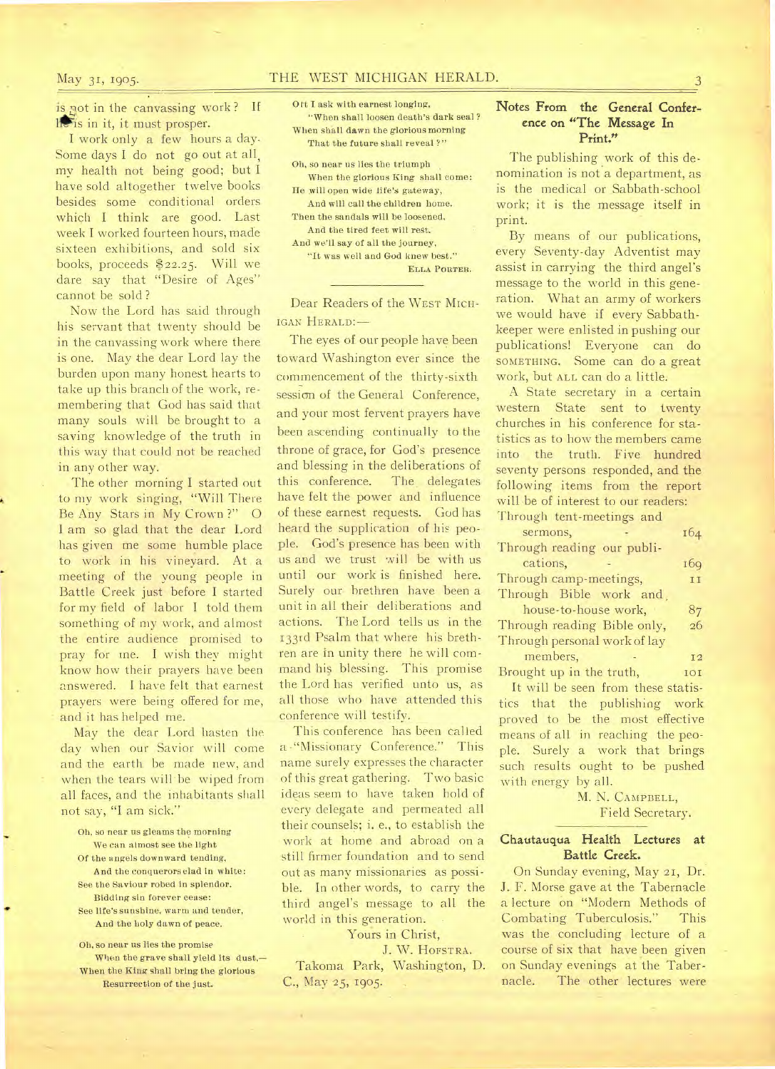is not in the canvassing work? If He is in it, it must prosper.

I work only a few hours a day. Some days I do not go out at all, my health not being good; but I have sold altogether twelve books besides some conditional orders which I think are good. Last week I worked fourteen hours, made sixteen exhibitions, and sold six books, proceeds $22.25. Will we dare say that "Desire of Ages" cannot be sold?

Now the Lord has said through his servant that twenty should be in the canvassing work where there is one. May the dear Lord lay the burden upon many honest hearts to take up this branch of the work, remembering that God has said that many souls will be brought to a saving knowledge of the truth in this way that could not be reached in any other way.

The other morning I started out to my work singing, "Will There Be Any Stars in My Crown?" O I am so glad that the dear Lord has given me some humble place to work in his vineyard. At a meeting of the young people in Battle Creek just before I started for my field of labor I told them something of my work, and almost the entire audience promised to pray for me. I wish they might know how their prayers have been answered. I have felt that earnest prayers were being offered for me, and it has helped me.

May the dear Lord hasten the day when our Savior will come and the earth be made new, and when the tears will be wiped from all faces, and the inhabitants shall not say, "I am sick."

Oh, so near us gleams the morning
  We can almost see the light
Of the angels downward tending,
  And the conquerors clad in white:
See the Saviour robed in splendor,
  Bidding sin forever cease:
See life's sunshine, warm and tender,
  And the holy dawn of peace.

Oh, so near us lies the promise
  When the grave shall yield its dust,—
When the King shall bring the glorious
  Resurrection of the just.
Oft I ask with earnest longing,
  "When shall loosen death's dark seal?
When shall dawn the glorious morning
  That the future shall reveal?"

Oh, so near us lies the triumph
  When the glorious King shall come:
He will open wide life's gateway,
  And will call the children home.
Then the sandals will be loosened,
  And the tired feet will rest.
And we'll say of all the journey,
  "It was well and God knew best."

ELLA PORTER.

---

Dear Readers of the WEST MICHIGAN HERALD:—

The eyes of our people have been toward Washington ever since the commencement of the thirty-sixth session of the General Conference, and your most fervent prayers have been ascending continually to the throne of grace, for God's presence and blessing in the deliberations of this conference. The delegates have felt the power and influence of these earnest requests. God has heard the supplication of his people. God's presence has been with us and we trust will be with us until our work is finished here. Surely our brethren have been a unit in all their deliberations and actions. The Lord tells us in the 133rd Psalm that where his brethren are in unity there he will command his blessing. This promise the Lord has verified unto us, as all those who have attended this conference will testify.

This conference has been called a "Missionary Conference." This name surely expresses the character of this great gathering. Two basic ideas seem to have taken hold of every delegate and permeated all their counsels; i. e., to establish the work at home and abroad on a still firmer foundation and to send out as many missionaries as possible. In other words, to carry the third angel's message to all the world in this generation.

Yours in Christ,
J. W. HOFSTRA.

Takoma Park, Washington, D. C., May 25, 1905.

## Notes From the General Conference on "The Message In Print."

The publishing work of this denomination is not a department, as is the medical or Sabbath-school work; it is the message itself in print.

By means of our publications, every Seventy-day Adventist may assist in carrying the third angel's message to the world in this generation. What an army of workers we would have if every Sabbath-keeper were enlisted in pushing our publications! Everyone can do SOMETHING. Some can do a great work, but ALL can do a little.

A State secretary in a certain western State sent to twenty churches in his conference for statistics as to how the members came into the truth. Five hundred seventy persons responded, and the following items from the report will be of interest to our readers:

| | |
|---|---|
| Through tent-meetings and sermons, | 164 |
| Through reading our publications, | 169 |
| Through camp-meetings, | 11 |
| Through Bible work and house-to-house work, | 87 |
| Through reading Bible only, | 26 |
| Through personal work of lay members, | 12 |
| Brought up in the truth, | 101 |

It will be seen from these statistics that the publishing work proved to be the most effective means of all in reaching the people. Surely a work that brings such results ought to be pushed with energy by all.

M. N. CAMPBELL,
Field Secretary.

## Chautauqua Health Lectures at Battle Creek.

On Sunday evening, May 21, Dr. J. F. Morse gave at the Tabernacle a lecture on "Modern Methods of Combating Tuberculosis." This was the concluding lecture of a course of six that have been given on Sunday evenings at the Tabernacle. The other lectures were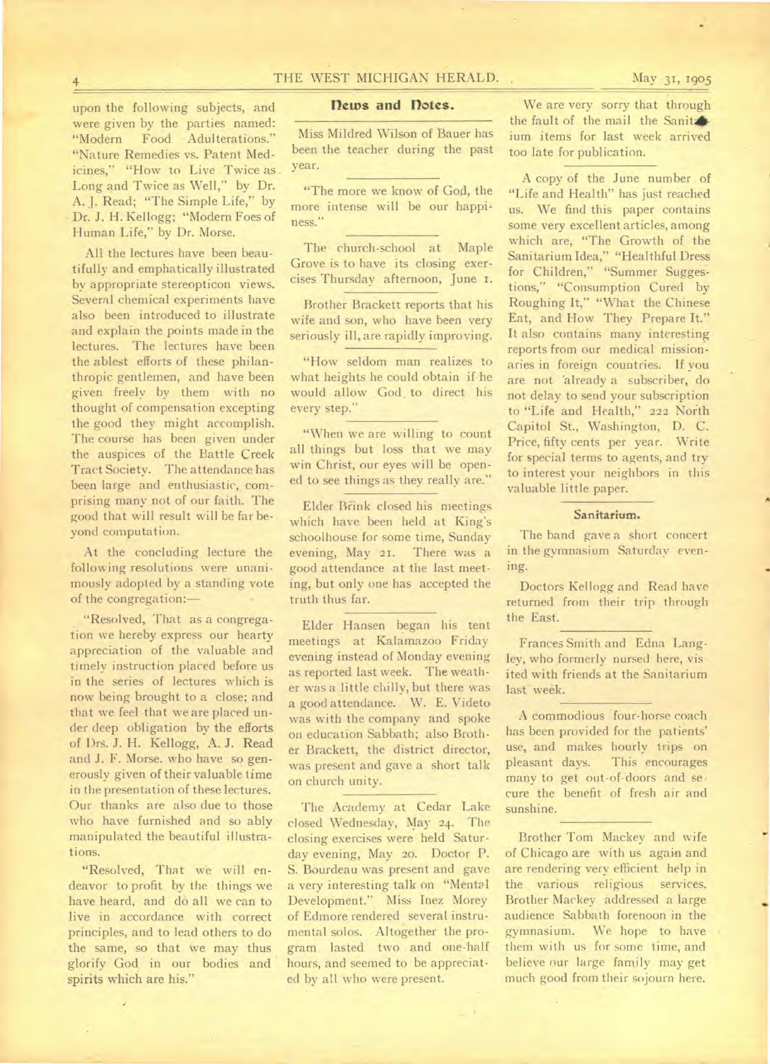upon the following subjects, and were given by the parties named: "Modern Food Adulterations." "Nature Remedies vs. Patent Medicines," "How to Live Twice as Long and Twice as Well," by Dr. A. J. Read; "The Simple Life," by Dr. J. H. Kellogg; "Modern Foes of Human Life," by Dr. Morse.

All the lectures have been beautifully and emphatically illustrated by appropriate stereopticon views. Several chemical experiments have also been introduced to illustrate and explain the points made in the lectures. The lectures have been the ablest efforts of these philanthropic gentlemen, and have been given freely by them with no thought of compensation excepting the good they might accomplish. The course has been given under the auspices of the Battle Creek Tract Society. The attendance has been large and enthusiastic, comprising many not of our faith. The good that will result will be far beyond computation.

At the concluding lecture the following resolutions were unanimously adopted by a standing vote of the congregation:—

"Resolved, That as a congregation we hereby express our hearty appreciation of the valuable and timely instruction placed before us in the series of lectures which is now being brought to a close; and that we feel that we are placed under deep obligation by the efforts of Drs. J. H. Kellogg, A. J. Read and J. F. Morse. who have so generously given of their valuable time in the presentation of these lectures. Our thanks are also due to those who have furnished and so ably manipulated the beautiful illustrations.

"Resolved, That we will endeavor to profit by the things we have heard, and do all we can to live in accordance with correct principles, and to lead others to do the same, so that we may thus glorify God in our bodies and spirits which are his."

## News and Notes.

Miss Mildred Wilson of Bauer has been the teacher during the past year.

"The more we know of God, the more intense will be our happiness."

The church-school at Maple Grove is to have its closing exercises Thursday afternoon, June 1.

Brother Brackett reports that his wife and son, who have been very seriously ill, are rapidly improving.

"How seldom man realizes to what heights he could obtain if he would allow God to direct his every step."

"When we are willing to count all things but loss that we may win Christ, our eyes will be opened to see things as they really are."

Elder Brink closed his meetings which have been held at King's schoolhouse for some time, Sunday evening, May 21. There was a good attendance at the last meeting, but only one has accepted the truth thus far.

Elder Hansen began his tent meetings at Kalamazoo Friday evening instead of Monday evening as reported last week. The weather was a little chilly, but there was a good attendance. W. E. Videto was with the company and spoke on education Sabbath; also Brother Brackett, the district director, was present and gave a short talk on church unity.

The Academy at Cedar Lake closed Wednesday, May 24. The closing exercises were held Saturday evening, May 20. Doctor P. S. Bourdeau was present and gave a very interesting talk on "Mental Development." Miss Inez Morey of Edmore rendered several instrumental solos. Altogether the program lasted two and one-half hours, and seemed to be appreciated by all who were present.

We are very sorry that through the fault of the mail the Sanitarium items for last week arrived too late for publication.

A copy of the June number of "Life and Health" has just reached us. We find this paper contains some very excellent articles, among which are, "The Growth of the Sanitarium Idea," "Healthful Dress for Children," "Summer Suggestions," "Consumption Cured by Roughing It," "What the Chinese Eat, and How They Prepare It." It also contains many interesting reports from our medical missionaries in foreign countries. If you are not already a subscriber, do not delay to send your subscription to "Life and Health," 222 North Capitol St., Washington, D. C. Price, fifty cents per year. Write for special terms to agents, and try to interest your neighbors in this valuable little paper.

### Sanitarium.

The band gave a short concert in the gymnasium Saturday evening.

Doctors Kellogg and Read have returned from their trip through the East.

Frances Smith and Edna Langley, who formerly nursed here, visited with friends at the Sanitarium last week.

A commodious four-horse coach has been provided for the patients' use, and makes hourly trips on pleasant days. This encourages many to get out-of-doors and secure the benefit of fresh air and sunshine.

Brother Tom Mackey and wife of Chicago are with us again and are rendering very efficient help in the various religious services. Brother Mackey addressed a large audience Sabbath forenoon in the gymnasium. We hope to have them with us for some time, and believe our large family may get much good from their sojourn here.